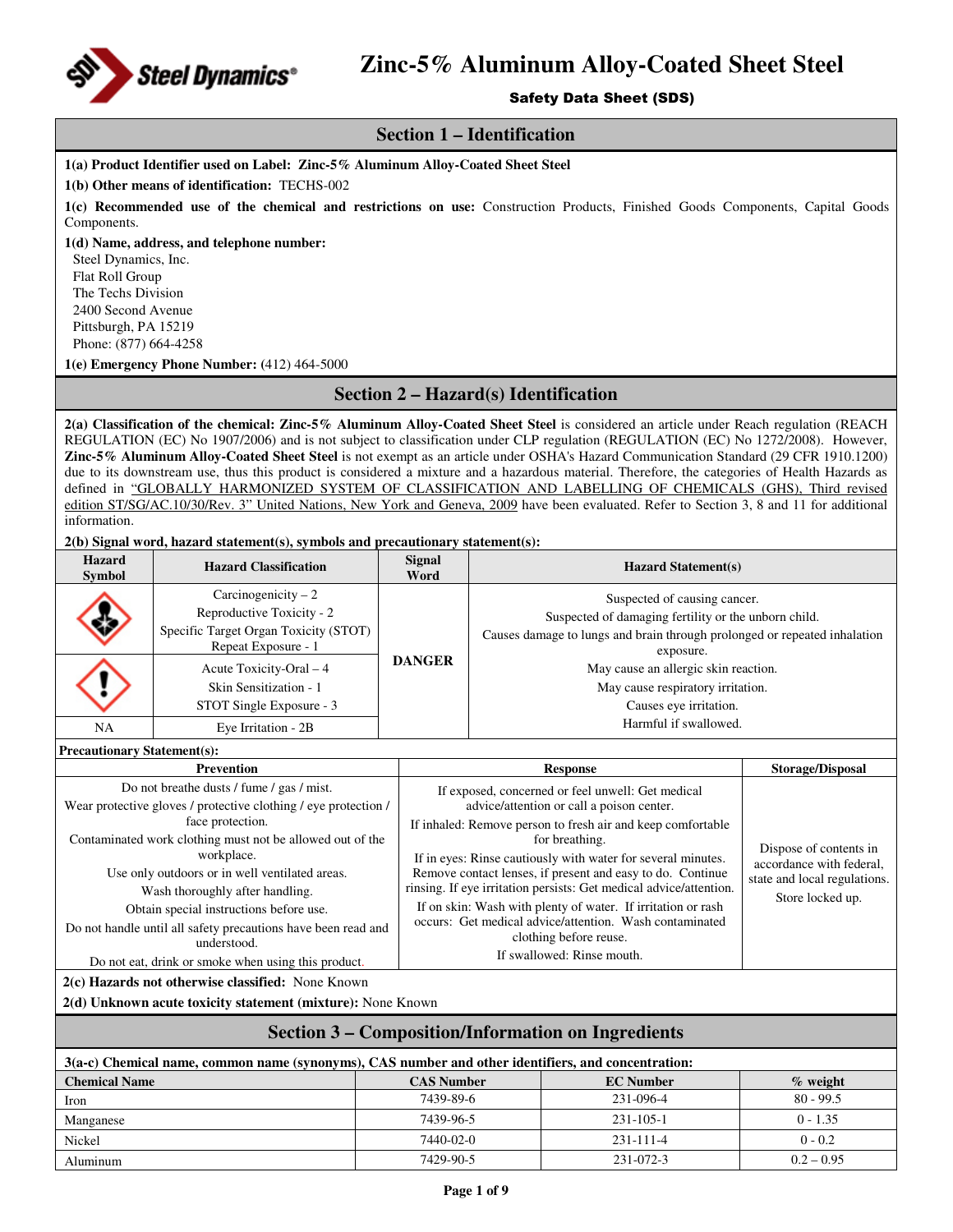# Zinc-5% Aluminum Alloy-Coated Sheet Steel

**Safety Data Sheet (SDS)**

## Section 1 – Identification

**1(a) Product Identifier used on Label: Zinc-5% Aluminum Alloy-Coated Sheet Steel**

**1(b) Other means of identification:** TECHS-002

**1(c) Recommended use of the chemical and restrictions on use:** Construction Products, Finished Goods Components, Capital Goods Components.

**1(d) Name, address, and telephone number:**

Steel Dynamics, Inc.
Flat Roll Group
The Techs Division
2400 Second Avenue
Pittsburgh, PA 15219
Phone: (877) 664-4258

**1(e) Emergency Phone Number:** (412) 464-5000

## Section 2 – Hazard(s) Identification

**2(a) Classification of the chemical: Zinc-5% Aluminum Alloy-Coated Sheet Steel** is considered an article under Reach regulation (REACH REGULATION (EC) No 1907/2006) and is not subject to classification under CLP regulation (REGULATION (EC) No 1272/2008). However, **Zinc-5% Aluminum Alloy-Coated Sheet Steel** is not exempt as an article under OSHA's Hazard Communication Standard (29 CFR 1910.1200) due to its downstream use, thus this product is considered a mixture and a hazardous material. Therefore, the categories of Health Hazards as defined in "GLOBALLY HARMONIZED SYSTEM OF CLASSIFICATION AND LABELLING OF CHEMICALS (GHS), Third revised edition ST/SG/AC.10/30/Rev. 3" United Nations, New York and Geneva, 2009 have been evaluated. Refer to Section 3, 8 and 11 for additional information.

**2(b) Signal word, hazard statement(s), symbols and precautionary statement(s):**

| Hazard Symbol | Hazard Classification | Signal Word | Hazard Statement(s) |
|---|---|---|---|
| (Health hazard) | Carcinogenicity – 2<br>Reproductive Toxicity - 2<br>Specific Target Organ Toxicity (STOT) Repeat Exposure - 1 | DANGER | Suspected of causing cancer.<br>Suspected of damaging fertility or the unborn child.<br>Causes damage to lungs and brain through prolonged or repeated inhalation exposure.<br>May cause an allergic skin reaction.<br>May cause respiratory irritation.<br>Causes eye irritation.<br>Harmful if swallowed. |
| (Exclamation mark) | Acute Toxicity-Oral – 4<br>Skin Sensitization - 1<br>STOT Single Exposure - 3 | | |
| NA | Eye Irritation - 2B | | |

**Precautionary Statement(s):**

| Prevention | Response | Storage/Disposal |
|---|---|---|
| Do not breathe dusts / fume / gas / mist.<br>Wear protective gloves / protective clothing / eye protection / face protection.<br>Contaminated work clothing must not be allowed out of the workplace.<br>Use only outdoors or in well ventilated areas.<br>Wash thoroughly after handling.<br>Obtain special instructions before use.<br>Do not handle until all safety precautions have been read and understood.<br>Do not eat, drink or smoke when using this product. | If exposed, concerned or feel unwell: Get medical advice/attention or call a poison center.<br>If inhaled: Remove person to fresh air and keep comfortable for breathing.<br>If in eyes: Rinse cautiously with water for several minutes. Remove contact lenses, if present and easy to do. Continue rinsing. If eye irritation persists: Get medical advice/attention.<br>If on skin: Wash with plenty of water. If irritation or rash occurs: Get medical advice/attention. Wash contaminated clothing before reuse.<br>If swallowed: Rinse mouth. | Dispose of contents in accordance with federal, state and local regulations.<br>Store locked up. |

**2(c) Hazards not otherwise classified:** None Known

**2(d) Unknown acute toxicity statement (mixture):** None Known

## Section 3 – Composition/Information on Ingredients

**3(a-c) Chemical name, common name (synonyms), CAS number and other identifiers, and concentration:**

| Chemical Name | CAS Number | EC Number | % weight |
|---|---|---|---|
| Iron | 7439-89-6 | 231-096-4 | 80 - 99.5 |
| Manganese | 7439-96-5 | 231-105-1 | 0 - 1.35 |
| Nickel | 7440-02-0 | 231-111-4 | 0 - 0.2 |
| Aluminum | 7429-90-5 | 231-072-3 | 0.2 – 0.95 |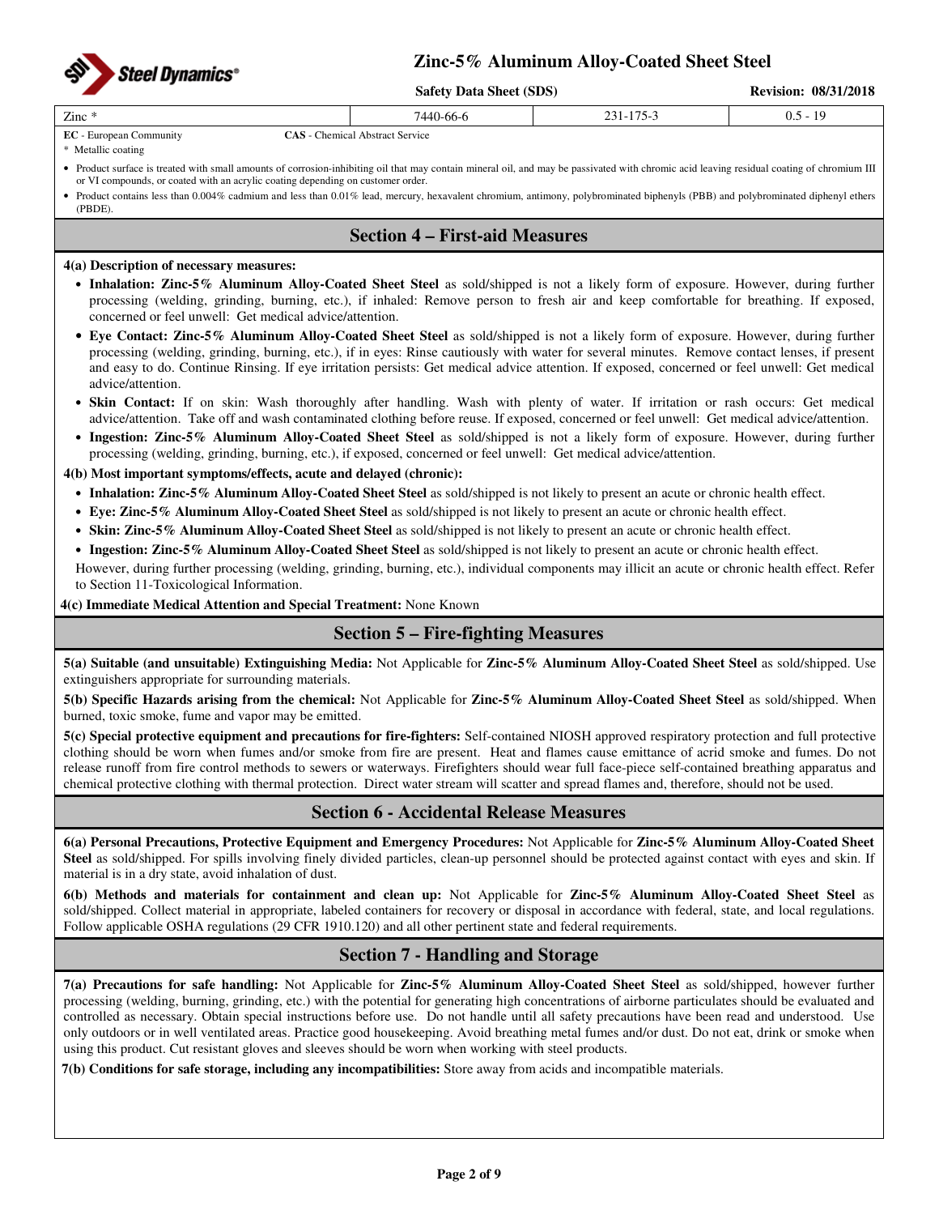| Zinc * | 7440-66-6 | 231-175-3 | 0.5 - 19 |
|---|---|---|---|

**EC** - European Community **CAS** - Chemical Abstract Service

\* Metallic coating

- Product surface is treated with small amounts of corrosion-inhibiting oil that may contain mineral oil, and may be passivated with chromic acid leaving residual coating of chromium III or VI compounds, or coated with an acrylic coating depending on customer order.
- Product contains less than 0.004% cadmium and less than 0.01% lead, mercury, hexavalent chromium, antimony, polybrominated biphenyls (PBB) and polybrominated diphenyl ethers (PBDE).

## Section 4 – First-aid Measures

**4(a) Description of necessary measures:**

- **Inhalation: Zinc-5% Aluminum Alloy-Coated Sheet Steel** as sold/shipped is not a likely form of exposure. However, during further processing (welding, grinding, burning, etc.), if inhaled: Remove person to fresh air and keep comfortable for breathing. If exposed, concerned or feel unwell: Get medical advice/attention.
- **Eye Contact: Zinc-5% Aluminum Alloy-Coated Sheet Steel** as sold/shipped is not a likely form of exposure. However, during further processing (welding, grinding, burning, etc.), if in eyes: Rinse cautiously with water for several minutes. Remove contact lenses, if present and easy to do. Continue Rinsing. If eye irritation persists: Get medical advice attention. If exposed, concerned or feel unwell: Get medical advice/attention.
- **Skin Contact:** If on skin: Wash thoroughly after handling. Wash with plenty of water. If irritation or rash occurs: Get medical advice/attention. Take off and wash contaminated clothing before reuse. If exposed, concerned or feel unwell: Get medical advice/attention.
- **Ingestion: Zinc-5% Aluminum Alloy-Coated Sheet Steel** as sold/shipped is not a likely form of exposure. However, during further processing (welding, grinding, burning, etc.), if exposed, concerned or feel unwell: Get medical advice/attention.

**4(b) Most important symptoms/effects, acute and delayed (chronic):**

- **Inhalation: Zinc-5% Aluminum Alloy-Coated Sheet Steel** as sold/shipped is not likely to present an acute or chronic health effect.
- **Eye: Zinc-5% Aluminum Alloy-Coated Sheet Steel** as sold/shipped is not likely to present an acute or chronic health effect.
- **Skin: Zinc-5% Aluminum Alloy-Coated Sheet Steel** as sold/shipped is not likely to present an acute or chronic health effect.
- **Ingestion: Zinc-5% Aluminum Alloy-Coated Sheet Steel** as sold/shipped is not likely to present an acute or chronic health effect.

However, during further processing (welding, grinding, burning, etc.), individual components may illicit an acute or chronic health effect. Refer to Section 11-Toxicological Information.

**4(c) Immediate Medical Attention and Special Treatment:** None Known

## Section 5 – Fire-fighting Measures

**5(a) Suitable (and unsuitable) Extinguishing Media:** Not Applicable for **Zinc-5% Aluminum Alloy-Coated Sheet Steel** as sold/shipped. Use extinguishers appropriate for surrounding materials.

**5(b) Specific Hazards arising from the chemical:** Not Applicable for **Zinc-5% Aluminum Alloy-Coated Sheet Steel** as sold/shipped. When burned, toxic smoke, fume and vapor may be emitted.

**5(c) Special protective equipment and precautions for fire-fighters:** Self-contained NIOSH approved respiratory protection and full protective clothing should be worn when fumes and/or smoke from fire are present. Heat and flames cause emittance of acrid smoke and fumes. Do not release runoff from fire control methods to sewers or waterways. Firefighters should wear full face-piece self-contained breathing apparatus and chemical protective clothing with thermal protection. Direct water stream will scatter and spread flames and, therefore, should not be used.

## Section 6 - Accidental Release Measures

**6(a) Personal Precautions, Protective Equipment and Emergency Procedures:** Not Applicable for **Zinc-5% Aluminum Alloy-Coated Sheet Steel** as sold/shipped. For spills involving finely divided particles, clean-up personnel should be protected against contact with eyes and skin. If material is in a dry state, avoid inhalation of dust.

**6(b) Methods and materials for containment and clean up:** Not Applicable for **Zinc-5% Aluminum Alloy-Coated Sheet Steel** as sold/shipped. Collect material in appropriate, labeled containers for recovery or disposal in accordance with federal, state, and local regulations. Follow applicable OSHA regulations (29 CFR 1910.120) and all other pertinent state and federal requirements.

## Section 7 - Handling and Storage

**7(a) Precautions for safe handling:** Not Applicable for **Zinc-5% Aluminum Alloy-Coated Sheet Steel** as sold/shipped, however further processing (welding, burning, grinding, etc.) with the potential for generating high concentrations of airborne particulates should be evaluated and controlled as necessary. Obtain special instructions before use. Do not handle until all safety precautions have been read and understood. Use only outdoors or in well ventilated areas. Practice good housekeeping. Avoid breathing metal fumes and/or dust. Do not eat, drink or smoke when using this product. Cut resistant gloves and sleeves should be worn when working with steel products.

**7(b) Conditions for safe storage, including any incompatibilities:** Store away from acids and incompatible materials.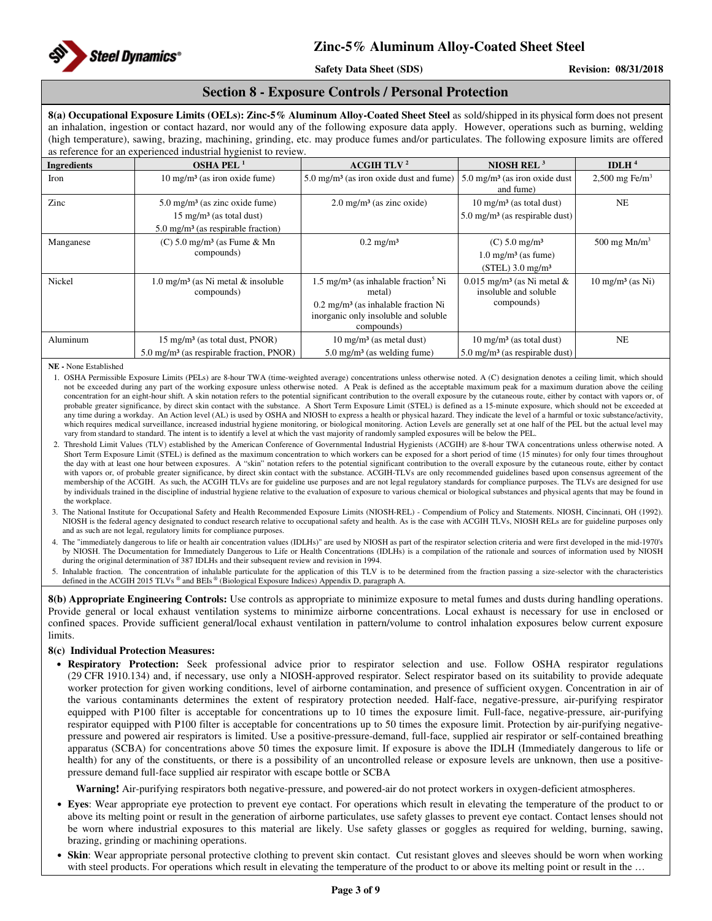## Section 8 - Exposure Controls / Personal Protection

**8(a) Occupational Exposure Limits (OELs): Zinc-5% Aluminum Alloy-Coated Sheet Steel** as sold/shipped in its physical form does not present an inhalation, ingestion or contact hazard, nor would any of the following exposure data apply. However, operations such as burning, welding (high temperature), sawing, brazing, machining, grinding, etc. may produce fumes and/or particulates. The following exposure limits are offered as reference for an experienced industrial hygienist to review.

| Ingredients | OSHA PEL [1] | ACGIH TLV [2] | NIOSH REL [3] | IDLH [4] |
|---|---|---|---|---|
| Iron | 10 mg/m³ (as iron oxide fume) | 5.0 mg/m³ (as iron oxide dust and fume) | 5.0 mg/m³ (as iron oxide dust and fume) | 2,500 mg Fe/m³ |
| Zinc | 5.0 mg/m³ (as zinc oxide fume)<br>15 mg/m³ (as total dust)<br>5.0 mg/m³ (as respirable fraction) | 2.0 mg/m³ (as zinc oxide) | 10 mg/m³ (as total dust)<br>5.0 mg/m³ (as respirable dust) | NE |
| Manganese | (C) 5.0 mg/m³ (as Fume & Mn compounds) | 0.2 mg/m³ | (C) 5.0 mg/m³<br>1.0 mg/m³ (as fume)<br>(STEL) 3.0 mg/m³ | 500 mg Mn/m³ |
| Nickel | 1.0 mg/m³ (as Ni metal & insoluble compounds) | 1.5 mg/m³ (as inhalable fraction[5] Ni metal)<br>0.2 mg/m³ (as inhalable fraction Ni inorganic only insoluble and soluble compounds) | 0.015 mg/m³ (as Ni metal & insoluble and soluble compounds) | 10 mg/m³ (as Ni) |
| Aluminum | 15 mg/m³ (as total dust, PNOR)<br>5.0 mg/m³ (as respirable fraction, PNOR) | 10 mg/m³ (as metal dust)<br>5.0 mg/m³ (as welding fume) | 10 mg/m³ (as total dust)<br>5.0 mg/m³ (as respirable dust) | NE |

**NE -** None Established

1. OSHA Permissible Exposure Limits (PELs) are 8-hour TWA (time-weighted average) concentrations unless otherwise noted. A (C) designation denotes a ceiling limit, which should not be exceeded during any part of the working exposure unless otherwise noted. A Peak is defined as the acceptable maximum peak for a maximum duration above the ceiling concentration for an eight-hour shift. A skin notation refers to the potential significant contribution to the overall exposure by the cutaneous route, either by contact with vapors or, of probable greater significance, by direct skin contact with the substance. A Short Term Exposure Limit (STEL) is defined as a 15-minute exposure, which should not be exceeded at any time during a workday. An Action level (AL) is used by OSHA and NIOSH to express a health or physical hazard. They indicate the level of a harmful or toxic substance/activity, which requires medical surveillance, increased industrial hygiene monitoring, or biological monitoring. Action Levels are generally set at one half of the PEL but the actual level may vary from standard to standard. The intent is to identify a level at which the vast majority of randomly sampled exposures will be below the PEL.
2. Threshold Limit Values (TLV) established by the American Conference of Governmental Industrial Hygienists (ACGIH) are 8-hour TWA concentrations unless otherwise noted. A Short Term Exposure Limit (STEL) is defined as the maximum concentration to which workers can be exposed for a short period of time (15 minutes) for only four times throughout the day with at least one hour between exposures. A "skin" notation refers to the potential significant contribution to the overall exposure by the cutaneous route, either by contact with vapors or, of probable greater significance, by direct skin contact with the substance. ACGIH-TLVs are only recommended guidelines based upon consensus agreement of the membership of the ACGIH. As such, the ACGIH TLVs are for guideline use purposes and are not legal regulatory standards for compliance purposes. The TLVs are designed for use by individuals trained in the discipline of industrial hygiene relative to the evaluation of exposure to various chemical or biological substances and physical agents that may be found in the workplace.
3. The National Institute for Occupational Safety and Health Recommended Exposure Limits (NIOSH-REL) - Compendium of Policy and Statements. NIOSH, Cincinnati, OH (1992). NIOSH is the federal agency designated to conduct research relative to occupational safety and health. As is the case with ACGIH TLVs, NIOSH RELs are for guideline purposes only and as such are not legal, regulatory limits for compliance purposes.
4. The "immediately dangerous to life or health air concentration values (IDLHs)" are used by NIOSH as part of the respirator selection criteria and were first developed in the mid-1970's by NIOSH. The Documentation for Immediately Dangerous to Life or Health Concentrations (IDLHs) is a compilation of the rationale and sources of information used by NIOSH during the original determination of 387 IDLHs and their subsequent review and revision in 1994.
5. Inhalable fraction. The concentration of inhalable particulate for the application of this TLV is to be determined from the fraction passing a size-selector with the characteristics defined in the ACGIH 2015 TLVs ® and BEIs ® (Biological Exposure Indices) Appendix D, paragraph A.

**8(b) Appropriate Engineering Controls:** Use controls as appropriate to minimize exposure to metal fumes and dusts during handling operations. Provide general or local exhaust ventilation systems to minimize airborne concentrations. Local exhaust is necessary for use in enclosed or confined spaces. Provide sufficient general/local exhaust ventilation in pattern/volume to control inhalation exposures below current exposure limits.

**8(c) Individual Protection Measures:**

- **Respiratory Protection:** Seek professional advice prior to respirator selection and use. Follow OSHA respirator regulations (29 CFR 1910.134) and, if necessary, use only a NIOSH-approved respirator. Select respirator based on its suitability to provide adequate worker protection for given working conditions, level of airborne contamination, and presence of sufficient oxygen. Concentration in air of the various contaminants determines the extent of respiratory protection needed. Half-face, negative-pressure, air-purifying respirator equipped with P100 filter is acceptable for concentrations up to 10 times the exposure limit. Full-face, negative-pressure, air-purifying respirator equipped with P100 filter is acceptable for concentrations up to 50 times the exposure limit. Protection by air-purifying negative-pressure and powered air respirators is limited. Use a positive-pressure-demand, full-face, supplied air respirator or self-contained breathing apparatus (SCBA) for concentrations above 50 times the exposure limit. If exposure is above the IDLH (Immediately dangerous to life or health) for any of the constituents, or there is a possibility of an uncontrolled release or exposure levels are unknown, then use a positive-pressure demand full-face supplied air respirator with escape bottle or SCBA

  **Warning!** Air-purifying respirators both negative-pressure, and powered-air do not protect workers in oxygen-deficient atmospheres.

- **Eyes**: Wear appropriate eye protection to prevent eye contact. For operations which result in elevating the temperature of the product to or above its melting point or result in the generation of airborne particulates, use safety glasses to prevent eye contact. Contact lenses should not be worn where industrial exposures to this material are likely. Use safety glasses or goggles as required for welding, burning, sawing, brazing, grinding or machining operations.
- **Skin**: Wear appropriate personal protective clothing to prevent skin contact. Cut resistant gloves and sleeves should be worn when working with steel products. For operations which result in elevating the temperature of the product to or above its melting point or result in the …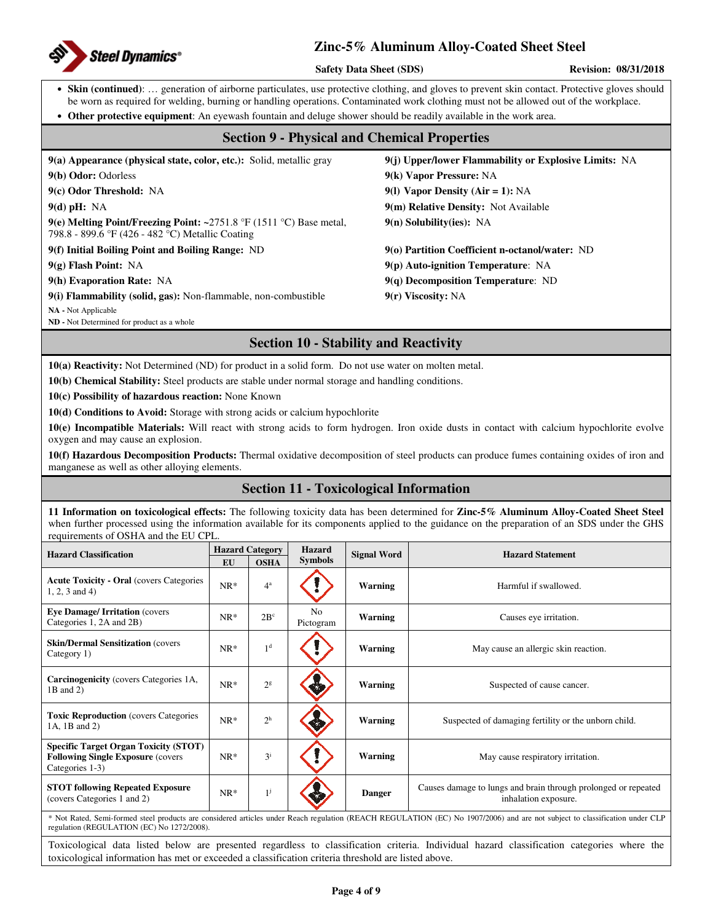- **Skin (continued)**: … generation of airborne particulates, use protective clothing, and gloves to prevent skin contact. Protective gloves should be worn as required for welding, burning or handling operations. Contaminated work clothing must not be allowed out of the workplace.
- **Other protective equipment**: An eyewash fountain and deluge shower should be readily available in the work area.

## Section 9 - Physical and Chemical Properties

**9(a) Appearance (physical state, color, etc.):** Solid, metallic gray

**9(b) Odor:** Odorless

**9(c) Odor Threshold:** NA

**9(d) pH:** NA

**9(e) Melting Point/Freezing Point:** ~2751.8 °F (1511 °C) Base metal, 798.8 - 899.6 °F (426 - 482 °C) Metallic Coating

**9(f) Initial Boiling Point and Boiling Range:** ND

**9(g) Flash Point:** NA

**9(h) Evaporation Rate:** NA

**9(i) Flammability (solid, gas):** Non-flammable, non-combustible

**9(j) Upper/lower Flammability or Explosive Limits:** NA

**9(k) Vapor Pressure:** NA

**9(l) Vapor Density (Air = 1):** NA

**9(m) Relative Density:** Not Available

**9(n) Solubility(ies):** NA

**9(o) Partition Coefficient n-octanol/water:** ND

**9(p) Auto-ignition Temperature**: NA

**9(q) Decomposition Temperature**: ND

**9(r) Viscosity:** NA

**NA -** Not Applicable
**ND -** Not Determined for product as a whole

## Section 10 - Stability and Reactivity

**10(a) Reactivity:** Not Determined (ND) for product in a solid form. Do not use water on molten metal.

**10(b) Chemical Stability:** Steel products are stable under normal storage and handling conditions.

**10(c) Possibility of hazardous reaction:** None Known

**10(d) Conditions to Avoid:** Storage with strong acids or calcium hypochlorite

**10(e) Incompatible Materials:** Will react with strong acids to form hydrogen. Iron oxide dusts in contact with calcium hypochlorite evolve oxygen and may cause an explosion.

**10(f) Hazardous Decomposition Products:** Thermal oxidative decomposition of steel products can produce fumes containing oxides of iron and manganese as well as other alloying elements.

## Section 11 - Toxicological Information

**11 Information on toxicological effects:** The following toxicity data has been determined for **Zinc-5% Aluminum Alloy-Coated Sheet Steel** when further processed using the information available for its components applied to the guidance on the preparation of an SDS under the GHS requirements of OSHA and the EU CPL.

| Hazard Classification | Hazard Category | | Hazard Symbols | Signal Word | Hazard Statement |
|---|---|---|---|---|---|
| | EU | OSHA | | | |
| **Acute Toxicity - Oral** (covers Categories 1, 2, 3 and 4) | NR* | 4[a] | | Warning | Harmful if swallowed. |
| **Eye Damage/ Irritation** (covers Categories 1, 2A and 2B) | NR* | 2B[c] | No Pictogram | Warning | Causes eye irritation. |
| **Skin/Dermal Sensitization** (covers Category 1) | NR* | 1[d] | | Warning | May cause an allergic skin reaction. |
| **Carcinogenicity** (covers Categories 1A, 1B and 2) | NR* | 2[g] | | Warning | Suspected of cause cancer. |
| **Toxic Reproduction** (covers Categories 1A, 1B and 2) | NR* | 2[h] | | Warning | Suspected of damaging fertility or the unborn child. |
| **Specific Target Organ Toxicity (STOT) Following Single Exposure** (covers Categories 1-3) | NR* | 3[i] | | Warning | May cause respiratory irritation. |
| **STOT following Repeated Exposure** (covers Categories 1 and 2) | NR* | 1[j] | | Danger | Causes damage to lungs and brain through prolonged or repeated inhalation exposure. |

\* Not Rated, Semi-formed steel products are considered articles under Reach regulation (REACH REGULATION (EC) No 1907/2006) and are not subject to classification under CLP regulation (REGULATION (EC) No 1272/2008).

Toxicological data listed below are presented regardless to classification criteria. Individual hazard classification categories where the toxicological information has met or exceeded a classification criteria threshold are listed above.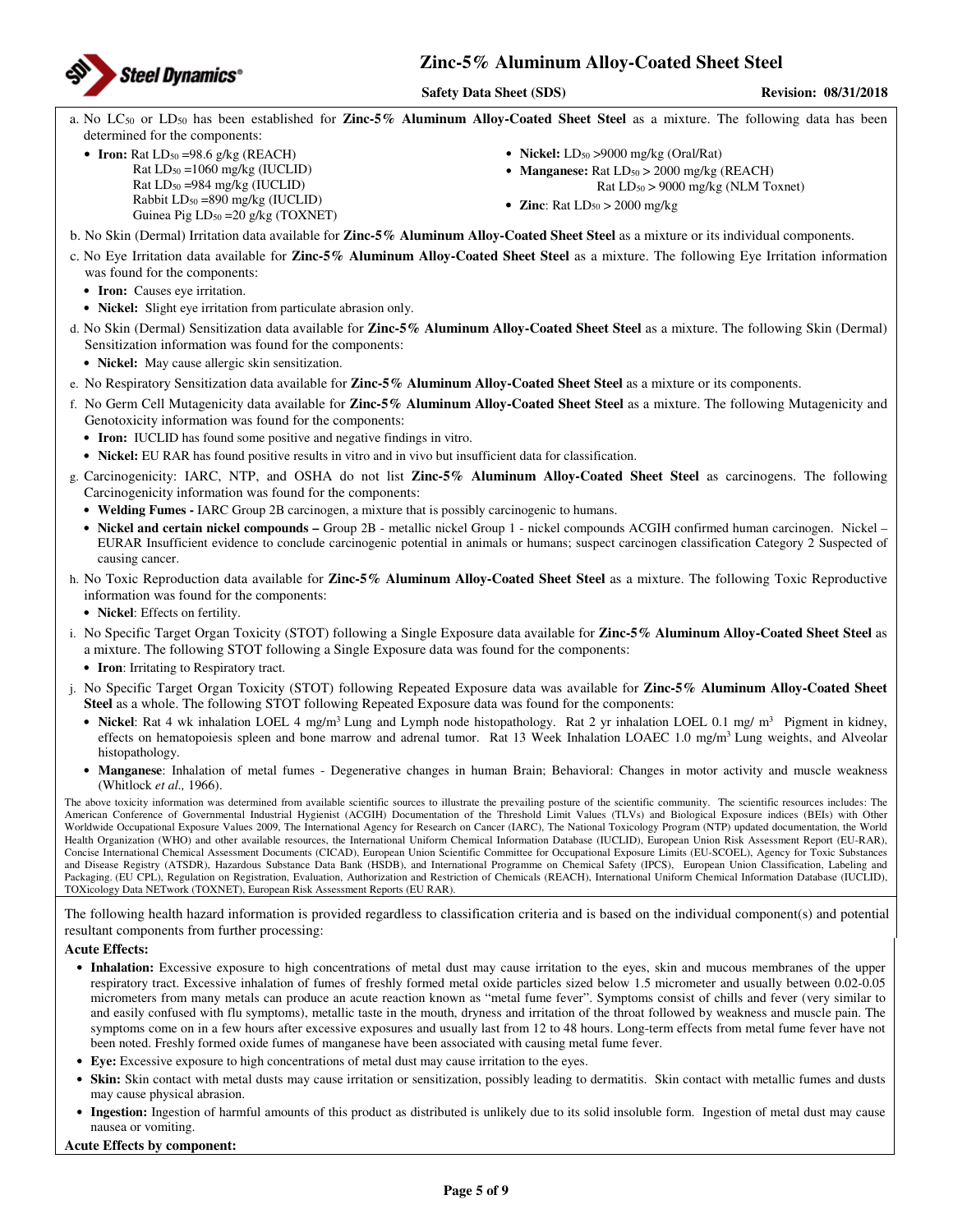a. No $LC_{50}$ or $LD_{50}$ has been established for **Zinc-5% Aluminum Alloy-Coated Sheet Steel** as a mixture. The following data has been determined for the components:

- **Iron:** Rat $LD_{50}$ =98.6 g/kg (REACH)
  Rat $LD_{50}$ =1060 mg/kg (IUCLID)
  Rat $LD_{50}$ =984 mg/kg (IUCLID)
  Rabbit $LD_{50}$ =890 mg/kg (IUCLID)
  Guinea Pig $LD_{50}$ =20 g/kg (TOXNET)
- **Nickel:** $LD_{50}$ >9000 mg/kg (Oral/Rat)
- **Manganese:** Rat $LD_{50}$ > 2000 mg/kg (REACH)
  Rat $LD_{50}$ > 9000 mg/kg (NLM Toxnet)
- **Zinc**: Rat $LD_{50}$ > 2000 mg/kg

b. No Skin (Dermal) Irritation data available for **Zinc-5% Aluminum Alloy-Coated Sheet Steel** as a mixture or its individual components.

c. No Eye Irritation data available for **Zinc-5% Aluminum Alloy-Coated Sheet Steel** as a mixture. The following Eye Irritation information was found for the components:

- **Iron:** Causes eye irritation.
- **Nickel:** Slight eye irritation from particulate abrasion only.

d. No Skin (Dermal) Sensitization data available for **Zinc-5% Aluminum Alloy-Coated Sheet Steel** as a mixture. The following Skin (Dermal) Sensitization information was found for the components:

- **Nickel:** May cause allergic skin sensitization.

e. No Respiratory Sensitization data available for **Zinc-5% Aluminum Alloy-Coated Sheet Steel** as a mixture or its components.

f. No Germ Cell Mutagenicity data available for **Zinc-5% Aluminum Alloy-Coated Sheet Steel** as a mixture. The following Mutagenicity and Genotoxicity information was found for the components:

- **Iron:** IUCLID has found some positive and negative findings in vitro.
- **Nickel:** EU RAR has found positive results in vitro and in vivo but insufficient data for classification.

g. Carcinogenicity: IARC, NTP, and OSHA do not list **Zinc-5% Aluminum Alloy-Coated Sheet Steel** as carcinogens. The following Carcinogenicity information was found for the components:

- **Welding Fumes -** IARC Group 2B carcinogen, a mixture that is possibly carcinogenic to humans.
- **Nickel and certain nickel compounds –** Group 2B - metallic nickel Group 1 - nickel compounds ACGIH confirmed human carcinogen. Nickel – EURAR Insufficient evidence to conclude carcinogenic potential in animals or humans; suspect carcinogen classification Category 2 Suspected of causing cancer.

h. No Toxic Reproduction data available for **Zinc-5% Aluminum Alloy-Coated Sheet Steel** as a mixture. The following Toxic Reproductive information was found for the components:

- **Nickel**: Effects on fertility.

i. No Specific Target Organ Toxicity (STOT) following a Single Exposure data available for **Zinc-5% Aluminum Alloy-Coated Sheet Steel** as a mixture. The following STOT following a Single Exposure data was found for the components:

- **Iron**: Irritating to Respiratory tract.

j. No Specific Target Organ Toxicity (STOT) following Repeated Exposure data was available for **Zinc-5% Aluminum Alloy-Coated Sheet Steel** as a whole. The following STOT following Repeated Exposure data was found for the components:

- **Nickel**: Rat 4 wk inhalation LOEL 4 mg/m$^3$ Lung and Lymph node histopathology. Rat 2 yr inhalation LOEL 0.1 mg/ m$^3$ Pigment in kidney, effects on hematopoiesis spleen and bone marrow and adrenal tumor. Rat 13 Week Inhalation LOAEC 1.0 mg/m$^3$ Lung weights, and Alveolar histopathology.
- **Manganese**: Inhalation of metal fumes - Degenerative changes in human Brain; Behavioral: Changes in motor activity and muscle weakness (Whitlock *et al.,* 1966).

The above toxicity information was determined from available scientific sources to illustrate the prevailing posture of the scientific community. The scientific resources includes: The American Conference of Governmental Industrial Hygienist (ACGIH) Documentation of the Threshold Limit Values (TLVs) and Biological Exposure indices (BEIs) with Other Worldwide Occupational Exposure Values 2009, The International Agency for Research on Cancer (IARC), The National Toxicology Program (NTP) updated documentation, the World Health Organization (WHO) and other available resources, the International Uniform Chemical Information Database (IUCLID), European Union Risk Assessment Report (EU-RAR), Concise International Chemical Assessment Documents (CICAD), European Union Scientific Committee for Occupational Exposure Limits (EU-SCOEL), Agency for Toxic Substances and Disease Registry (ATSDR), Hazardous Substance Data Bank (HSDB), and International Programme on Chemical Safety (IPCS), European Union Classification, Labeling and Packaging. (EU CPL), Regulation on Registration, Evaluation, Authorization and Restriction of Chemicals (REACH), International Uniform Chemical Information Database (IUCLID), TOXicology Data NETwork (TOXNET), European Risk Assessment Reports (EU RAR).

The following health hazard information is provided regardless to classification criteria and is based on the individual component(s) and potential resultant components from further processing:

**Acute Effects:**

- **Inhalation:** Excessive exposure to high concentrations of metal dust may cause irritation to the eyes, skin and mucous membranes of the upper respiratory tract. Excessive inhalation of fumes of freshly formed metal oxide particles sized below 1.5 micrometer and usually between 0.02-0.05 micrometers from many metals can produce an acute reaction known as "metal fume fever". Symptoms consist of chills and fever (very similar to and easily confused with flu symptoms), metallic taste in the mouth, dryness and irritation of the throat followed by weakness and muscle pain. The symptoms come on in a few hours after excessive exposures and usually last from 12 to 48 hours. Long-term effects from metal fume fever have not been noted. Freshly formed oxide fumes of manganese have been associated with causing metal fume fever.
- **Eye:** Excessive exposure to high concentrations of metal dust may cause irritation to the eyes.
- **Skin:** Skin contact with metal dusts may cause irritation or sensitization, possibly leading to dermatitis. Skin contact with metallic fumes and dusts may cause physical abrasion.
- **Ingestion:** Ingestion of harmful amounts of this product as distributed is unlikely due to its solid insoluble form. Ingestion of metal dust may cause nausea or vomiting.

**Acute Effects by component:**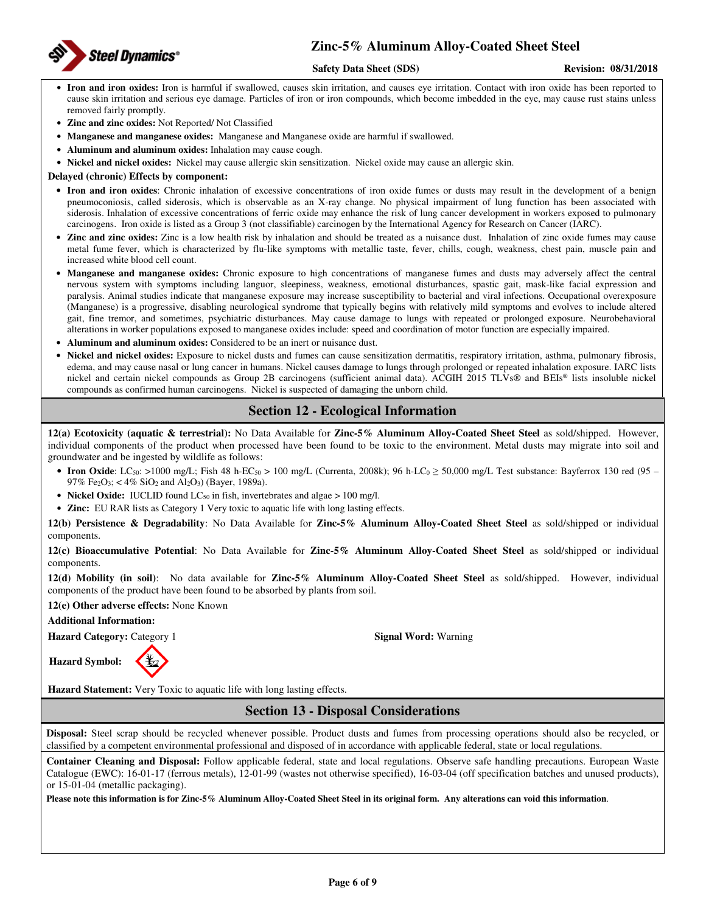- **Iron and iron oxides:** Iron is harmful if swallowed, causes skin irritation, and causes eye irritation. Contact with iron oxide has been reported to cause skin irritation and serious eye damage. Particles of iron or iron compounds, which become imbedded in the eye, may cause rust stains unless removed fairly promptly.
- **Zinc and zinc oxides:** Not Reported/ Not Classified
- **Manganese and manganese oxides:** Manganese and Manganese oxide are harmful if swallowed.
- **Aluminum and aluminum oxides:** Inhalation may cause cough.
- **Nickel and nickel oxides:** Nickel may cause allergic skin sensitization. Nickel oxide may cause an allergic skin.

**Delayed (chronic) Effects by component:**

- **Iron and iron oxides**: Chronic inhalation of excessive concentrations of iron oxide fumes or dusts may result in the development of a benign pneumoconiosis, called siderosis, which is observable as an X-ray change. No physical impairment of lung function has been associated with siderosis. Inhalation of excessive concentrations of ferric oxide may enhance the risk of lung cancer development in workers exposed to pulmonary carcinogens. Iron oxide is listed as a Group 3 (not classifiable) carcinogen by the International Agency for Research on Cancer (IARC).
- **Zinc and zinc oxides:** Zinc is a low health risk by inhalation and should be treated as a nuisance dust. Inhalation of zinc oxide fumes may cause metal fume fever, which is characterized by flu-like symptoms with metallic taste, fever, chills, cough, weakness, chest pain, muscle pain and increased white blood cell count.
- **Manganese and manganese oxides:** Chronic exposure to high concentrations of manganese fumes and dusts may adversely affect the central nervous system with symptoms including languor, sleepiness, weakness, emotional disturbances, spastic gait, mask-like facial expression and paralysis. Animal studies indicate that manganese exposure may increase susceptibility to bacterial and viral infections. Occupational overexposure (Manganese) is a progressive, disabling neurological syndrome that typically begins with relatively mild symptoms and evolves to include altered gait, fine tremor, and sometimes, psychiatric disturbances. May cause damage to lungs with repeated or prolonged exposure. Neurobehavioral alterations in worker populations exposed to manganese oxides include: speed and coordination of motor function are especially impaired.
- **Aluminum and aluminum oxides:** Considered to be an inert or nuisance dust.
- **Nickel and nickel oxides:** Exposure to nickel dusts and fumes can cause sensitization dermatitis, respiratory irritation, asthma, pulmonary fibrosis, edema, and may cause nasal or lung cancer in humans. Nickel causes damage to lungs through prolonged or repeated inhalation exposure. IARC lists nickel and certain nickel compounds as Group 2B carcinogens (sufficient animal data). ACGIH 2015 TLVs® and BEIs® lists insoluble nickel compounds as confirmed human carcinogens. Nickel is suspected of damaging the unborn child.

## Section 12 - Ecological Information

**12(a) Ecotoxicity (aquatic & terrestrial):** No Data Available for **Zinc-5% Aluminum Alloy-Coated Sheet Steel** as sold/shipped. However, individual components of the product when processed have been found to be toxic to the environment. Metal dusts may migrate into soil and groundwater and be ingested by wildlife as follows:

- **Iron Oxide**: $LC_{50}$: >1000 mg/L; Fish 48 h-$EC_{50}$ > 100 mg/L (Currenta, 2008k); 96 h-$LC_0$ ≥ 50,000 mg/L Test substance: Bayferrox 130 red (95 – 97% $Fe_2O_3$; < 4% $SiO_2$ and $Al_2O_3$) (Bayer, 1989a).
- **Nickel Oxide:** IUCLID found $LC_{50}$ in fish, invertebrates and algae > 100 mg/l.
- **Zinc:** EU RAR lists as Category 1 Very toxic to aquatic life with long lasting effects.

**12(b) Persistence & Degradability**: No Data Available for **Zinc-5% Aluminum Alloy-Coated Sheet Steel** as sold/shipped or individual components.

**12(c) Bioaccumulative Potential**: No Data Available for **Zinc-5% Aluminum Alloy-Coated Sheet Steel** as sold/shipped or individual components.

**12(d) Mobility (in soil)**: No data available for **Zinc-5% Aluminum Alloy-Coated Sheet Steel** as sold/shipped. However, individual components of the product have been found to be absorbed by plants from soil.

**12(e) Other adverse effects:** None Known

**Additional Information:**

**Hazard Category:** Category 1

**Signal Word:** Warning

**Hazard Symbol:**

**Hazard Statement:** Very Toxic to aquatic life with long lasting effects.

## Section 13 - Disposal Considerations

**Disposal:** Steel scrap should be recycled whenever possible. Product dusts and fumes from processing operations should also be recycled, or classified by a competent environmental professional and disposed of in accordance with applicable federal, state or local regulations.

**Container Cleaning and Disposal:** Follow applicable federal, state and local regulations. Observe safe handling precautions. European Waste Catalogue (EWC): 16-01-17 (ferrous metals), 12-01-99 (wastes not otherwise specified), 16-03-04 (off specification batches and unused products), or 15-01-04 (metallic packaging).

**Please note this information is for Zinc-5% Aluminum Alloy-Coated Sheet Steel in its original form. Any alterations can void this information**.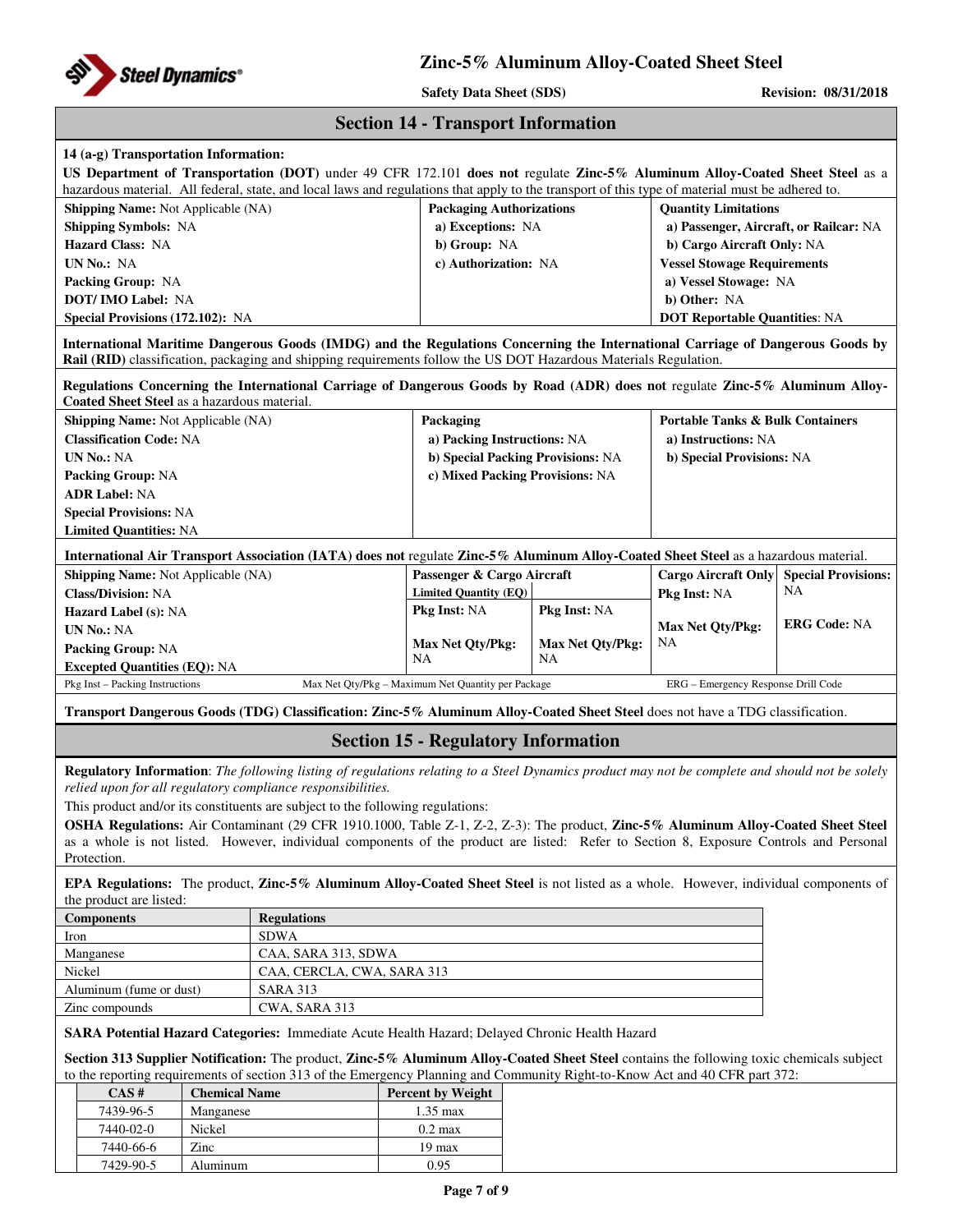## Section 14 - Transport Information

**14 (a-g) Transportation Information:**

**US Department of Transportation (DOT)** under 49 CFR 172.101 **does not** regulate **Zinc-5% Aluminum Alloy-Coated Sheet Steel** as a hazardous material. All federal, state, and local laws and regulations that apply to the transport of this type of material must be adhered to.

| | | |
|---|---|---|
| **Shipping Name:** Not Applicable (NA) | **Packaging Authorizations** | **Quantity Limitations** |
| **Shipping Symbols:** NA | **a) Exceptions:** NA | **a) Passenger, Aircraft, or Railcar:** NA |
| **Hazard Class:** NA | **b) Group:** NA | **b) Cargo Aircraft Only:** NA |
| **UN No.:** NA | **c) Authorization:** NA | **Vessel Stowage Requirements** |
| **Packing Group:** NA | | **a) Vessel Stowage:** NA |
| **DOT/ IMO Label:** NA | | **b) Other:** NA |
| **Special Provisions (172.102):** NA | | **DOT Reportable Quantities**: NA |

**International Maritime Dangerous Goods (IMDG) and the Regulations Concerning the International Carriage of Dangerous Goods by Rail (RID)** classification, packaging and shipping requirements follow the US DOT Hazardous Materials Regulation.

**Regulations Concerning the International Carriage of Dangerous Goods by Road (ADR) does not** regulate **Zinc-5% Aluminum Alloy-Coated Sheet Steel** as a hazardous material.

| | | |
|---|---|---|
| **Shipping Name:** Not Applicable (NA) | **Packaging** | **Portable Tanks & Bulk Containers** |
| **Classification Code:** NA | **a) Packing Instructions:** NA | **a) Instructions:** NA |
| **UN No.:** NA | **b) Special Packing Provisions:** NA | **b) Special Provisions:** NA |
| **Packing Group:** NA | **c) Mixed Packing Provisions:** NA | |
| **ADR Label:** NA | | |
| **Special Provisions:** NA | | |
| **Limited Quantities:** NA | | |

**International Air Transport Association (IATA) does not** regulate **Zinc-5% Aluminum Alloy-Coated Sheet Steel** as a hazardous material.

| | **Passenger & Cargo Aircraft** | | **Cargo Aircraft Only** | **Special Provisions:** NA |
|---|---|---|---|---|
| **Shipping Name:** Not Applicable (NA) | **Limited Quantity (EQ)** | | **Pkg Inst:** NA | |
| **Class/Division:** NA | **Pkg Inst:** NA | **Pkg Inst:** NA | | |
| **Hazard Label (s):** NA | | | **Max Net Qty/Pkg:** NA | **ERG Code:** NA |
| **UN No.:** NA | **Max Net Qty/Pkg:** NA | **Max Net Qty/Pkg:** NA | | |
| **Packing Group:** NA | | | | |
| **Excepted Quantities (EQ):** NA | | | | |

Pkg Inst – Packing Instructions   Max Net Qty/Pkg – Maximum Net Quantity per Package   ERG – Emergency Response Drill Code

**Transport Dangerous Goods (TDG) Classification: Zinc-5% Aluminum Alloy-Coated Sheet Steel** does not have a TDG classification.

## Section 15 - Regulatory Information

**Regulatory Information**: *The following listing of regulations relating to a Steel Dynamics product may not be complete and should not be solely relied upon for all regulatory compliance responsibilities.*

This product and/or its constituents are subject to the following regulations:

**OSHA Regulations:** Air Contaminant (29 CFR 1910.1000, Table Z-1, Z-2, Z-3): The product, **Zinc-5% Aluminum Alloy-Coated Sheet Steel** as a whole is not listed. However, individual components of the product are listed: Refer to Section 8, Exposure Controls and Personal Protection.

**EPA Regulations:** The product, **Zinc-5% Aluminum Alloy-Coated Sheet Steel** is not listed as a whole. However, individual components of the product are listed:

| Components | Regulations |
|---|---|
| Iron | SDWA |
| Manganese | CAA, SARA 313, SDWA |
| Nickel | CAA, CERCLA, CWA, SARA 313 |
| Aluminum (fume or dust) | SARA 313 |
| Zinc compounds | CWA, SARA 313 |

**SARA Potential Hazard Categories:** Immediate Acute Health Hazard; Delayed Chronic Health Hazard

**Section 313 Supplier Notification:** The product, **Zinc-5% Aluminum Alloy-Coated Sheet Steel** contains the following toxic chemicals subject to the reporting requirements of section 313 of the Emergency Planning and Community Right-to-Know Act and 40 CFR part 372:

| CAS # | Chemical Name | Percent by Weight |
|---|---|---|
| 7439-96-5 | Manganese | 1.35 max |
| 7440-02-0 | Nickel | 0.2 max |
| 7440-66-6 | Zinc | 19 max |
| 7429-90-5 | Aluminum | 0.95 |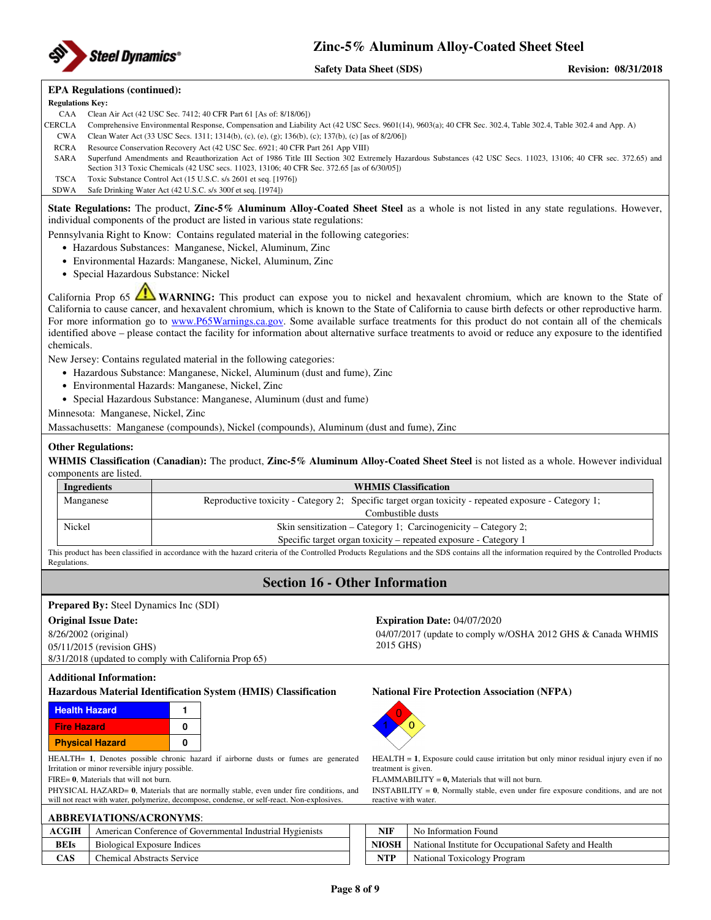**EPA Regulations (continued):**

**Regulations Key:**

| | |
|---|---|
| CAA | Clean Air Act (42 USC Sec. 7412; 40 CFR Part 61 [As of: 8/18/06]) |
| CERCLA | Comprehensive Environmental Response, Compensation and Liability Act (42 USC Secs. 9601(14), 9603(a); 40 CFR Sec. 302.4, Table 302.4, Table 302.4 and App. A) |
| CWA | Clean Water Act (33 USC Secs. 1311; 1314(b), (c), (e), (g); 136(b), (c); 137(b), (c) [as of 8/2/06]) |
| RCRA | Resource Conservation Recovery Act (42 USC Sec. 6921; 40 CFR Part 261 App VIII) |
| SARA | Superfund Amendments and Reauthorization Act of 1986 Title III Section 302 Extremely Hazardous Substances (42 USC Secs. 11023, 13106; 40 CFR sec. 372.65) and Section 313 Toxic Chemicals (42 USC secs. 11023, 13106; 40 CFR Sec. 372.65 [as of 6/30/05]) |
| TSCA | Toxic Substance Control Act (15 U.S.C. s/s 2601 et seq. [1976]) |
| SDWA | Safe Drinking Water Act (42 U.S.C. s/s 300f et seq. [1974]) |

**State Regulations:** The product, **Zinc-5% Aluminum Alloy-Coated Sheet Steel** as a whole is not listed in any state regulations. However, individual components of the product are listed in various state regulations:

Pennsylvania Right to Know: Contains regulated material in the following categories:

- Hazardous Substances: Manganese, Nickel, Aluminum, Zinc
- Environmental Hazards: Manganese, Nickel, Aluminum, Zinc
- Special Hazardous Substance: Nickel

California Prop 65 ⚠ **WARNING:** This product can expose you to nickel and hexavalent chromium, which are known to the State of California to cause cancer, and hexavalent chromium, which is known to the State of California to cause birth defects or other reproductive harm. For more information go to www.P65Warnings.ca.gov. Some available surface treatments for this product do not contain all of the chemicals identified above – please contact the facility for information about alternative surface treatments to avoid or reduce any exposure to the identified chemicals.

New Jersey: Contains regulated material in the following categories:

- Hazardous Substance: Manganese, Nickel, Aluminum (dust and fume), Zinc
- Environmental Hazards: Manganese, Nickel, Zinc
- Special Hazardous Substance: Manganese, Aluminum (dust and fume)

Minnesota: Manganese, Nickel, Zinc

Massachusetts: Manganese (compounds), Nickel (compounds), Aluminum (dust and fume), Zinc

**Other Regulations:**

**WHMIS Classification (Canadian):** The product, **Zinc-5% Aluminum Alloy-Coated Sheet Steel** is not listed as a whole. However individual components are listed.

| Ingredients | WHMIS Classification |
|---|---|
| Manganese | Reproductive toxicity - Category 2; Specific target organ toxicity - repeated exposure - Category 1; Combustible dusts |
| Nickel | Skin sensitization – Category 1; Carcinogenicity – Category 2; Specific target organ toxicity – repeated exposure - Category 1 |

This product has been classified in accordance with the hazard criteria of the Controlled Products Regulations and the SDS contains all the information required by the Controlled Products Regulations.

## Section 16 - Other Information

**Prepared By:** Steel Dynamics Inc (SDI)

**Original Issue Date:**

8/26/2002 (original)

05/11/2015 (revision GHS)

8/31/2018 (updated to comply with California Prop 65)

**Expiration Date:** 04/07/2020

04/07/2017 (update to comply w/OSHA 2012 GHS & Canada WHMIS 2015 GHS)

**Additional Information:**

**Hazardous Material Identification System (HMIS) Classification**

| | |
|---|---|
| Health Hazard | 1 |
| Fire Hazard | 0 |
| Physical Hazard | 0 |

HEALTH= **1**, Denotes possible chronic hazard if airborne dusts or fumes are generated Irritation or minor reversible injury possible.

FIRE= **0**, Materials that will not burn.

PHYSICAL HAZARD= **0**, Materials that are normally stable, even under fire conditions, and will not react with water, polymerize, decompose, condense, or self-react. Non-explosives.

**National Fire Protection Association (NFPA)**

Health: 1, Flammability: 0, Instability: 0

HEALTH = **1**, Exposure could cause irritation but only minor residual injury even if no treatment is given.

FLAMMABILITY = **0,** Materials that will not burn.

INSTABILITY = **0**, Normally stable, even under fire exposure conditions, and are not reactive with water.

**ABBREVIATIONS/ACRONYMS**:

| | | | |
|---|---|---|---|
| **ACGIH** | American Conference of Governmental Industrial Hygienists | **NIF** | No Information Found |
| **BEIs** | Biological Exposure Indices | **NIOSH** | National Institute for Occupational Safety and Health |
| **CAS** | Chemical Abstracts Service | **NTP** | National Toxicology Program |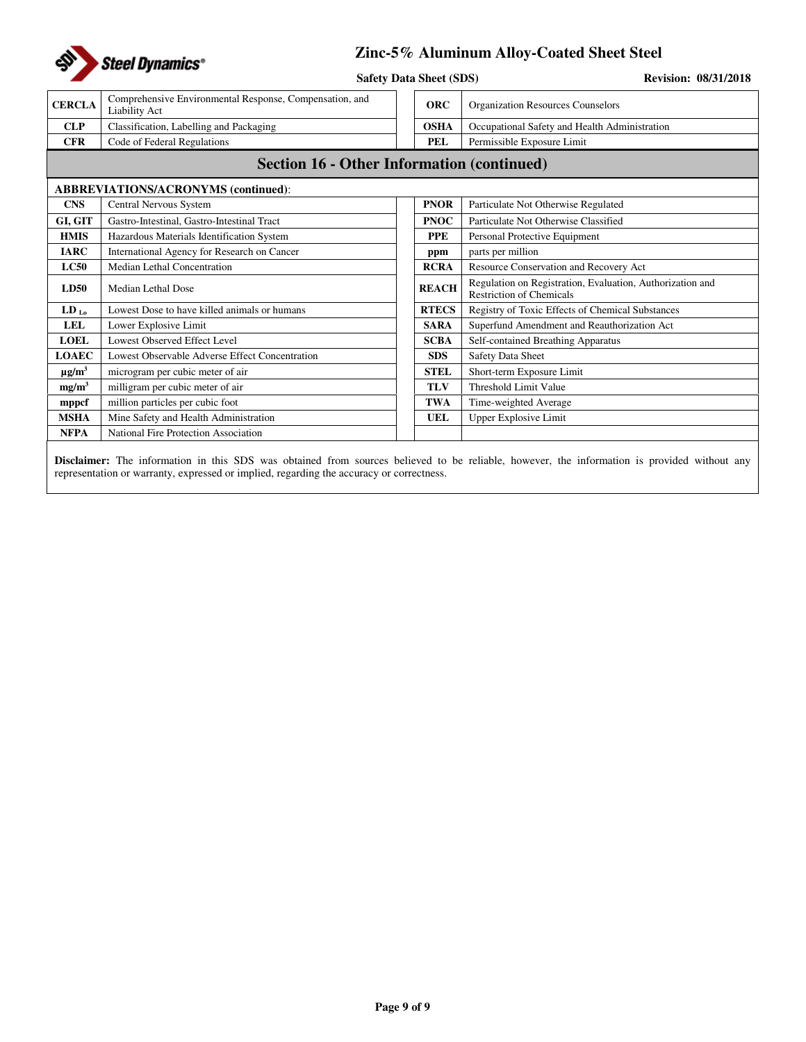| | | | |
|---|---|---|---|
| **CERCLA** | Comprehensive Environmental Response, Compensation, and Liability Act | **ORC** | Organization Resources Counselors |
| **CLP** | Classification, Labelling and Packaging | **OSHA** | Occupational Safety and Health Administration |
| **CFR** | Code of Federal Regulations | **PEL** | Permissible Exposure Limit |

## Section 16 - Other Information (continued)

**ABBREVIATIONS/ACRONYMS (continued)**:

| | | | |
|---|---|---|---|
| **CNS** | Central Nervous System | **PNOR** | Particulate Not Otherwise Regulated |
| **GI, GIT** | Gastro-Intestinal, Gastro-Intestinal Tract | **PNOC** | Particulate Not Otherwise Classified |
| **HMIS** | Hazardous Materials Identification System | **PPE** | Personal Protective Equipment |
| **IARC** | International Agency for Research on Cancer | **ppm** | parts per million |
| **LC50** | Median Lethal Concentration | **RCRA** | Resource Conservation and Recovery Act |
| **LD50** | Median Lethal Dose | **REACH** | Regulation on Registration, Evaluation, Authorization and Restriction of Chemicals |
| **$LD_{Lo}$** | Lowest Dose to have killed animals or humans | **RTECS** | Registry of Toxic Effects of Chemical Substances |
| **LEL** | Lower Explosive Limit | **SARA** | Superfund Amendment and Reauthorization Act |
| **LOEL** | Lowest Observed Effect Level | **SCBA** | Self-contained Breathing Apparatus |
| **LOAEC** | Lowest Observable Adverse Effect Concentration | **SDS** | Safety Data Sheet |
| **$\mu g/m^3$** | microgram per cubic meter of air | **STEL** | Short-term Exposure Limit |
| **$mg/m^3$** | milligram per cubic meter of air | **TLV** | Threshold Limit Value |
| **mppcf** | million particles per cubic foot | **TWA** | Time-weighted Average |
| **MSHA** | Mine Safety and Health Administration | **UEL** | Upper Explosive Limit |
| **NFPA** | National Fire Protection Association | | |

**Disclaimer:** The information in this SDS was obtained from sources believed to be reliable, however, the information is provided without any representation or warranty, expressed or implied, regarding the accuracy or correctness.